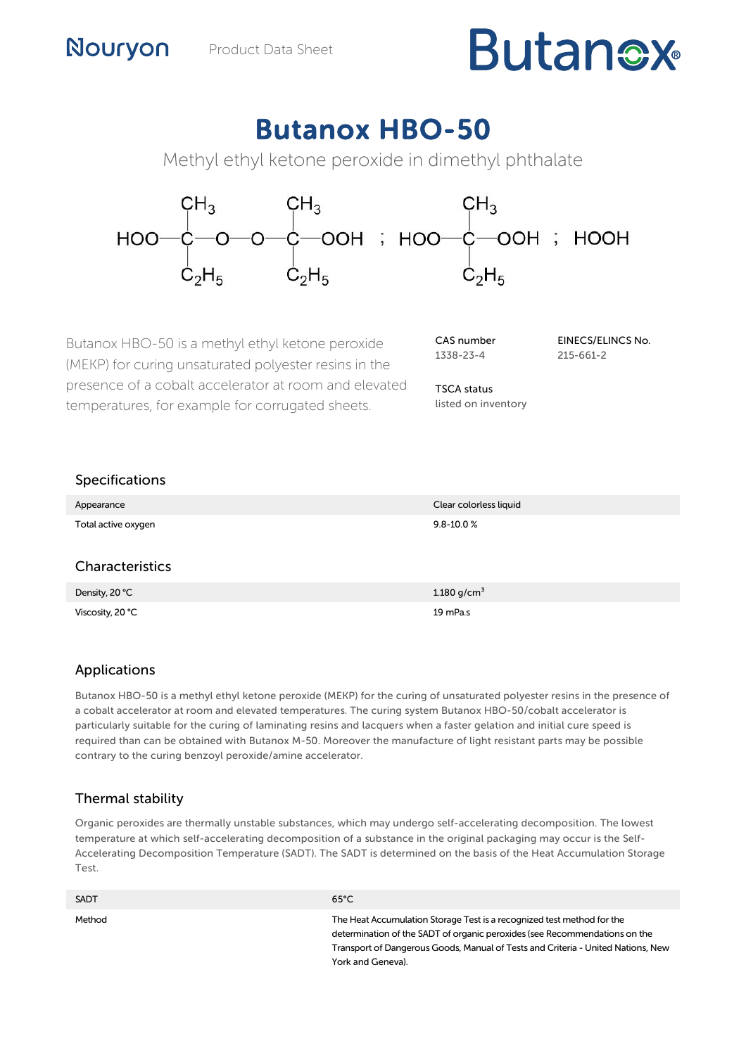Nouryon Product Data Sheet **Butanox**

# Butanox HBO-50

Methyl ethyl ketone peroxide in dimethyl phthalate

$$HOO-C(CH_3)(C_2H_5)-O-O-C(CH_3)(C_2H_5)-OOH \;;\; HOO-C(CH_3)(C_2H_5)-OOH \;;\; HOOH$$

Butanox HBO-50 is a methyl ethyl ketone peroxide (MEKP) for curing unsaturated polyester resins in the presence of a cobalt accelerator at room and elevated temperatures, for example for corrugated sheets.

CAS number
1338-23-4

EINECS/ELINCS No.
215-661-2

TSCA status
listed on inventory

## Specifications

| | |
|---|---|
| Appearance | Clear colorless liquid |
| Total active oxygen | 9.8-10.0 % |

## Characteristics

| | |
|---|---|
| Density, 20 °C | 1.180 g/cm$^3$ |
| Viscosity, 20 °C | 19 mPa.s |

## Applications

Butanox HBO-50 is a methyl ethyl ketone peroxide (MEKP) for the curing of unsaturated polyester resins in the presence of a cobalt accelerator at room and elevated temperatures. The curing system Butanox HBO-50/cobalt accelerator is particularly suitable for the curing of laminating resins and lacquers when a faster gelation and initial cure speed is required than can be obtained with Butanox M-50. Moreover the manufacture of light resistant parts may be possible contrary to the curing benzoyl peroxide/amine accelerator.

## Thermal stability

Organic peroxides are thermally unstable substances, which may undergo self-accelerating decomposition. The lowest temperature at which self-accelerating decomposition of a substance in the original packaging may occur is the Self-Accelerating Decomposition Temperature (SADT). The SADT is determined on the basis of the Heat Accumulation Storage Test.

| | |
|---|---|
| SADT | 65°C |
| Method | The Heat Accumulation Storage Test is a recognized test method for the determination of the SADT of organic peroxides (see Recommendations on the Transport of Dangerous Goods, Manual of Tests and Criteria - United Nations, New York and Geneva). |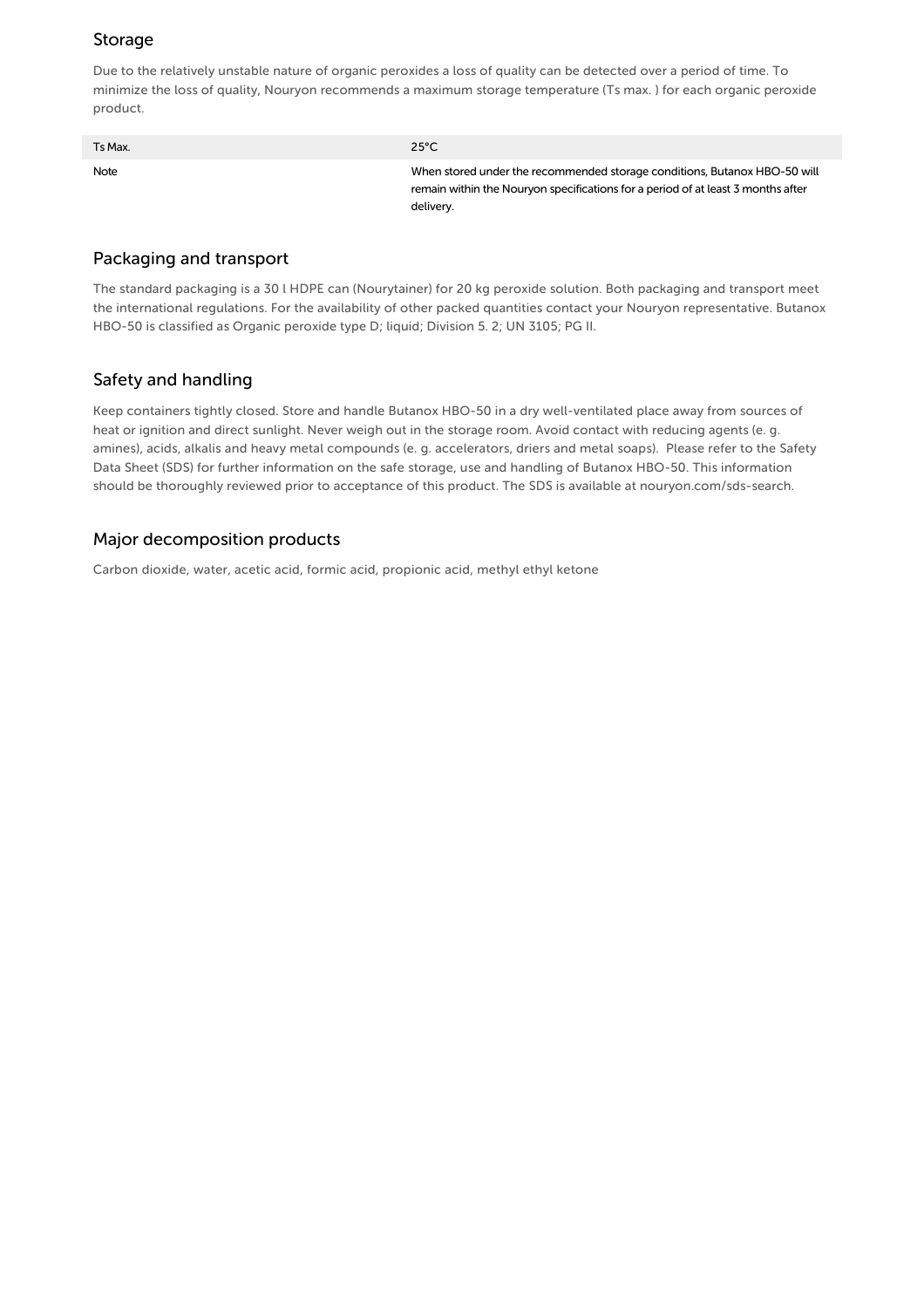## Storage

Due to the relatively unstable nature of organic peroxides a loss of quality can be detected over a period of time. To minimize the loss of quality, Nouryon recommends a maximum storage temperature (Ts max. ) for each organic peroxide product.

| Ts Max. | 25°C |
|---|---|
| Note | When stored under the recommended storage conditions, Butanox HBO-50 will remain within the Nouryon specifications for a period of at least 3 months after delivery. |

## Packaging and transport

The standard packaging is a 30 l HDPE can (Nourytainer) for 20 kg peroxide solution. Both packaging and transport meet the international regulations. For the availability of other packed quantities contact your Nouryon representative. Butanox HBO-50 is classified as Organic peroxide type D; liquid; Division 5. 2; UN 3105; PG II.

## Safety and handling

Keep containers tightly closed. Store and handle Butanox HBO-50 in a dry well-ventilated place away from sources of heat or ignition and direct sunlight. Never weigh out in the storage room. Avoid contact with reducing agents (e. g. amines), acids, alkalis and heavy metal compounds (e. g. accelerators, driers and metal soaps). Please refer to the Safety Data Sheet (SDS) for further information on the safe storage, use and handling of Butanox HBO-50. This information should be thoroughly reviewed prior to acceptance of this product. The SDS is available at nouryon.com/sds-search.

## Major decomposition products

Carbon dioxide, water, acetic acid, formic acid, propionic acid, methyl ethyl ketone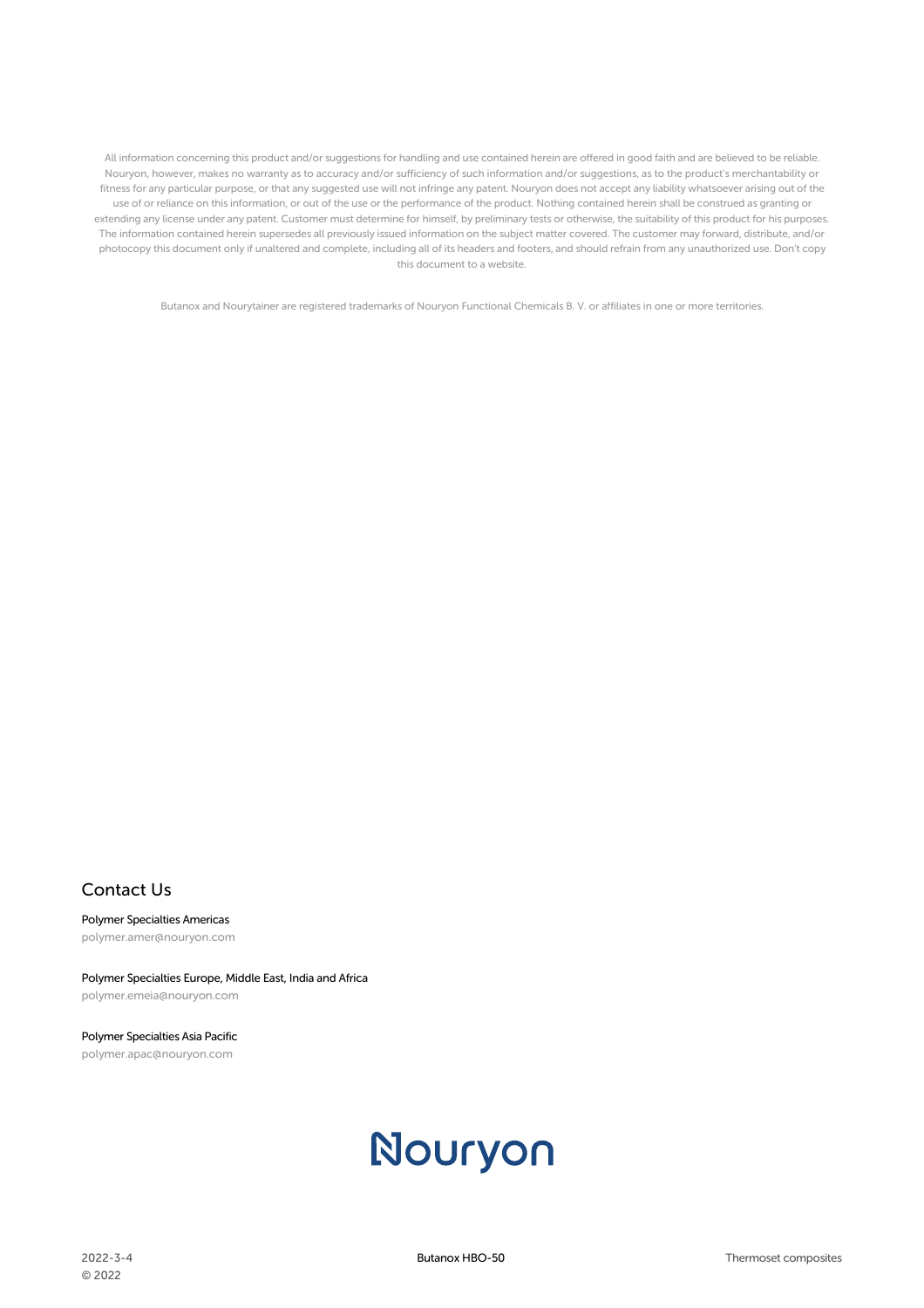All information concerning this product and/or suggestions for handling and use contained herein are offered in good faith and are believed to be reliable. Nouryon, however, makes no warranty as to accuracy and/or sufficiency of such information and/or suggestions, as to the product's merchantability or fitness for any particular purpose, or that any suggested use will not infringe any patent. Nouryon does not accept any liability whatsoever arising out of the use of or reliance on this information, or out of the use or the performance of the product. Nothing contained herein shall be construed as granting or extending any license under any patent. Customer must determine for himself, by preliminary tests or otherwise, the suitability of this product for his purposes. The information contained herein supersedes all previously issued information on the subject matter covered. The customer may forward, distribute, and/or photocopy this document only if unaltered and complete, including all of its headers and footers, and should refrain from any unauthorized use. Don't copy this document to a website.

Butanox and Nourytainer are registered trademarks of Nouryon Functional Chemicals B. V. or affiliates in one or more territories.

## Contact Us

Polymer Specialties Americas
polymer.amer@nouryon.com

Polymer Specialties Europe, Middle East, India and Africa
polymer.emeia@nouryon.com

Polymer Specialties Asia Pacific
polymer.apac@nouryon.com

Nouryon

2022-3-4
© 2022